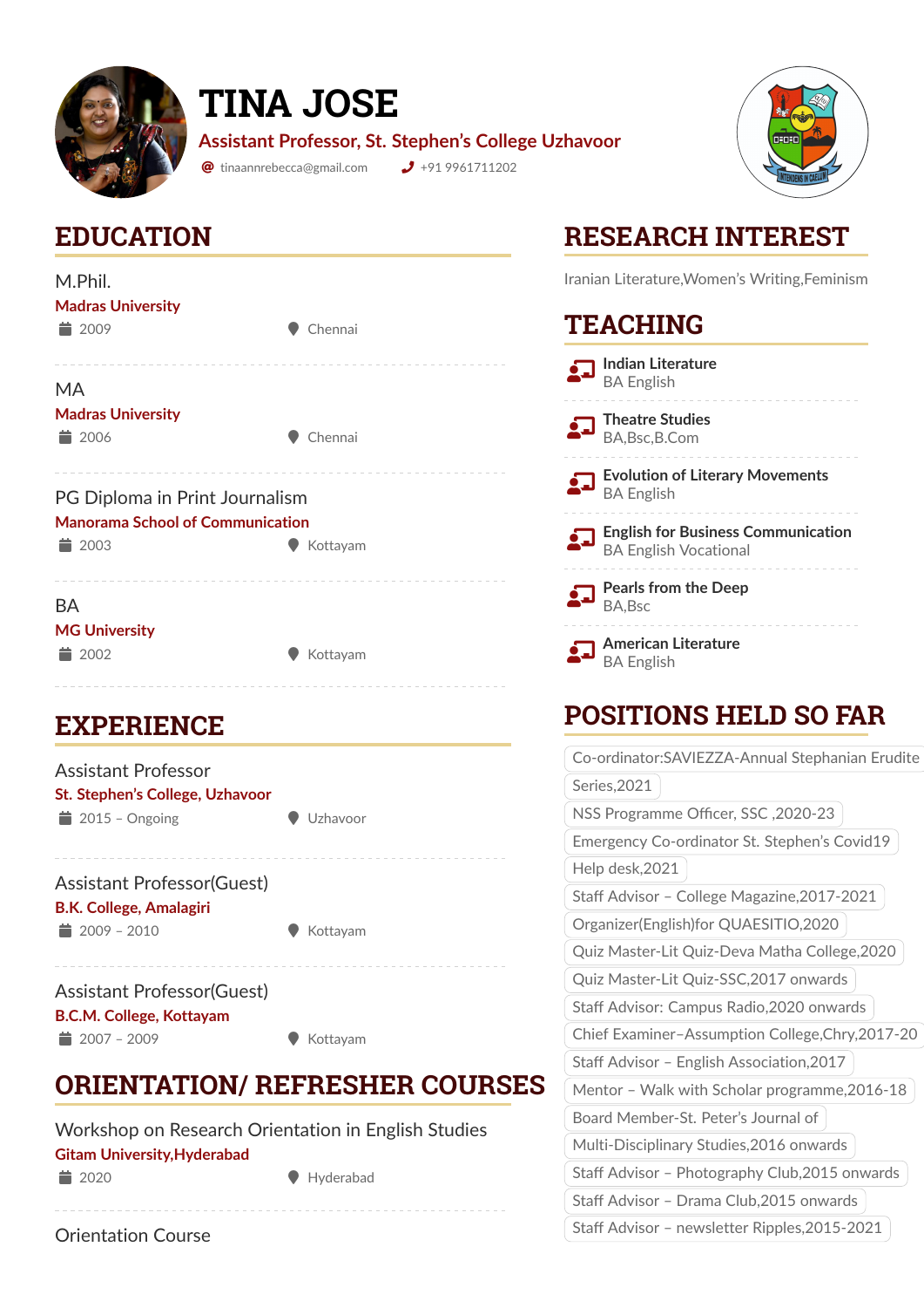# TINA JOSE

**Assistant Professor, St. Stephen's College Uzhavoor**

tinaannrebecca@gmail.com | +91 9961711202

## EDUCATION

**M.Phil.**
Madras University
2009 | Chennai

**MA**
Madras University
2006 | Chennai

**PG Diploma in Print Journalism**
Manorama School of Communication
2003 | Kottayam

**BA**
MG University
2002 | Kottayam

## EXPERIENCE

**Assistant Professor**
St. Stephen's College, Uzhavoor
2015 – Ongoing | Uzhavoor

**Assistant Professor(Guest)**
B.K. College, Amalagiri
2009 – 2010 | Kottayam

**Assistant Professor(Guest)**
B.C.M. College, Kottayam
2007 – 2009 | Kottayam

## ORIENTATION/ REFRESHER COURSES

**Workshop on Research Orientation in English Studies**
Gitam University,Hyderabad
2020 | Hyderabad

**Orientation Course**

## RESEARCH INTEREST

Iranian Literature,Women's Writing,Feminism

## TEACHING

- **Indian Literature** – BA English
- **Theatre Studies** – BA,Bsc,B.Com
- **Evolution of Literary Movements** – BA English
- **English for Business Communication** – BA English Vocational
- **Pearls from the Deep** – BA,Bsc
- **American Literature** – BA English

## POSITIONS HELD SO FAR

- Co-ordinator:SAVIEZZA-Annual Stephanian Erudite Series,2021
- NSS Programme Officer, SSC ,2020-23
- Emergency Co-ordinator St. Stephen's Covid19 Help desk,2021
- Staff Advisor – College Magazine,2017-2021
- Organizer(English)for QUAESITIO,2020
- Quiz Master-Lit Quiz-Deva Matha College,2020
- Quiz Master-Lit Quiz-SSC,2017 onwards
- Staff Advisor: Campus Radio,2020 onwards
- Chief Examiner–Assumption College,Chry,2017-20
- Staff Advisor – English Association,2017
- Mentor – Walk with Scholar programme,2016-18
- Board Member-St. Peter's Journal of Multi-Disciplinary Studies,2016 onwards
- Staff Advisor – Photography Club,2015 onwards
- Staff Advisor – Drama Club,2015 onwards
- Staff Advisor – newsletter Ripples,2015-2021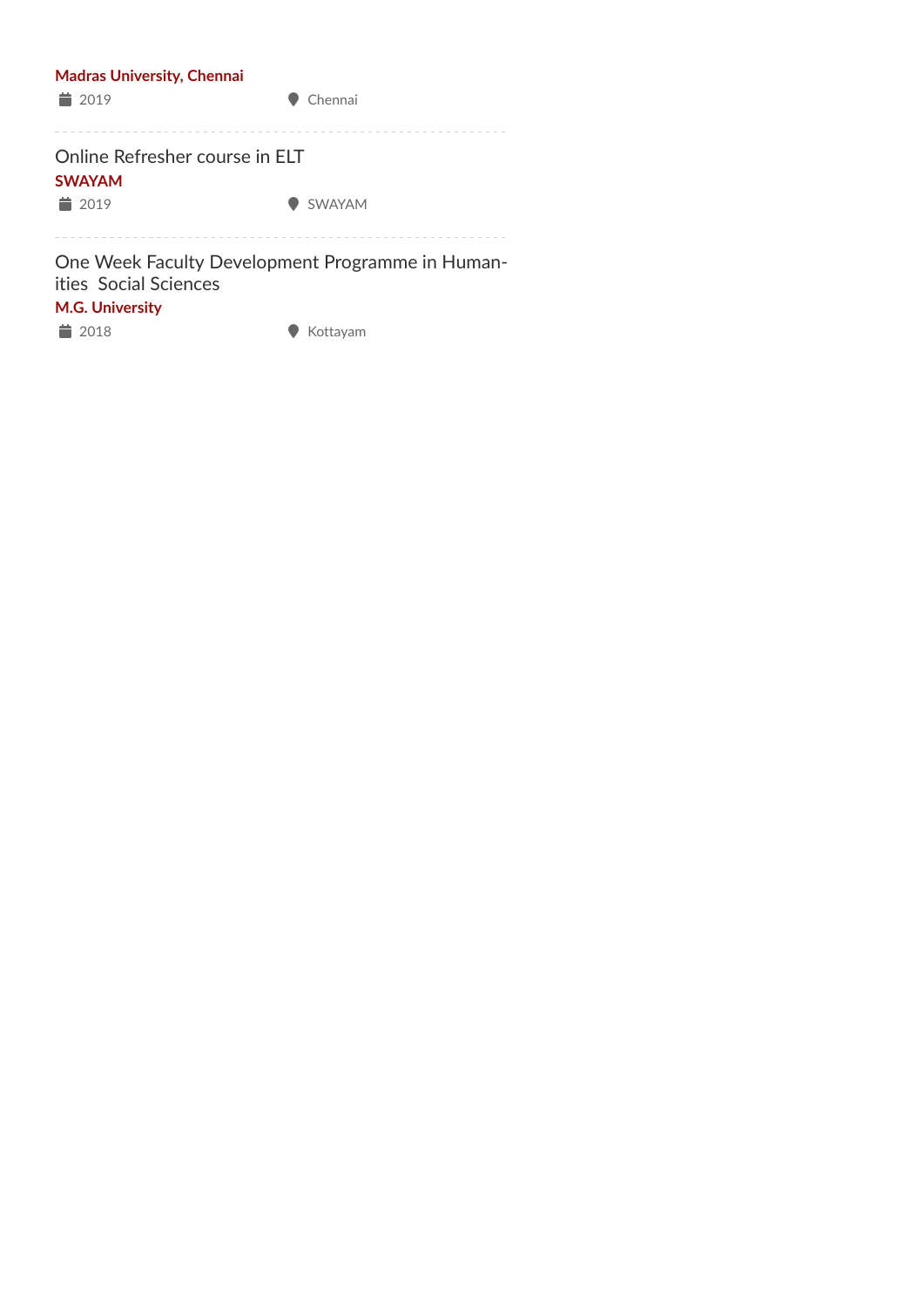**Madras University, Chennai**

2019 · Chennai

---

Online Refresher course in ELT

**SWAYAM**

2019 · SWAYAM

---

One Week Faculty Development Programme in Humanities Social Sciences

**M.G. University**

2018 · Kottayam